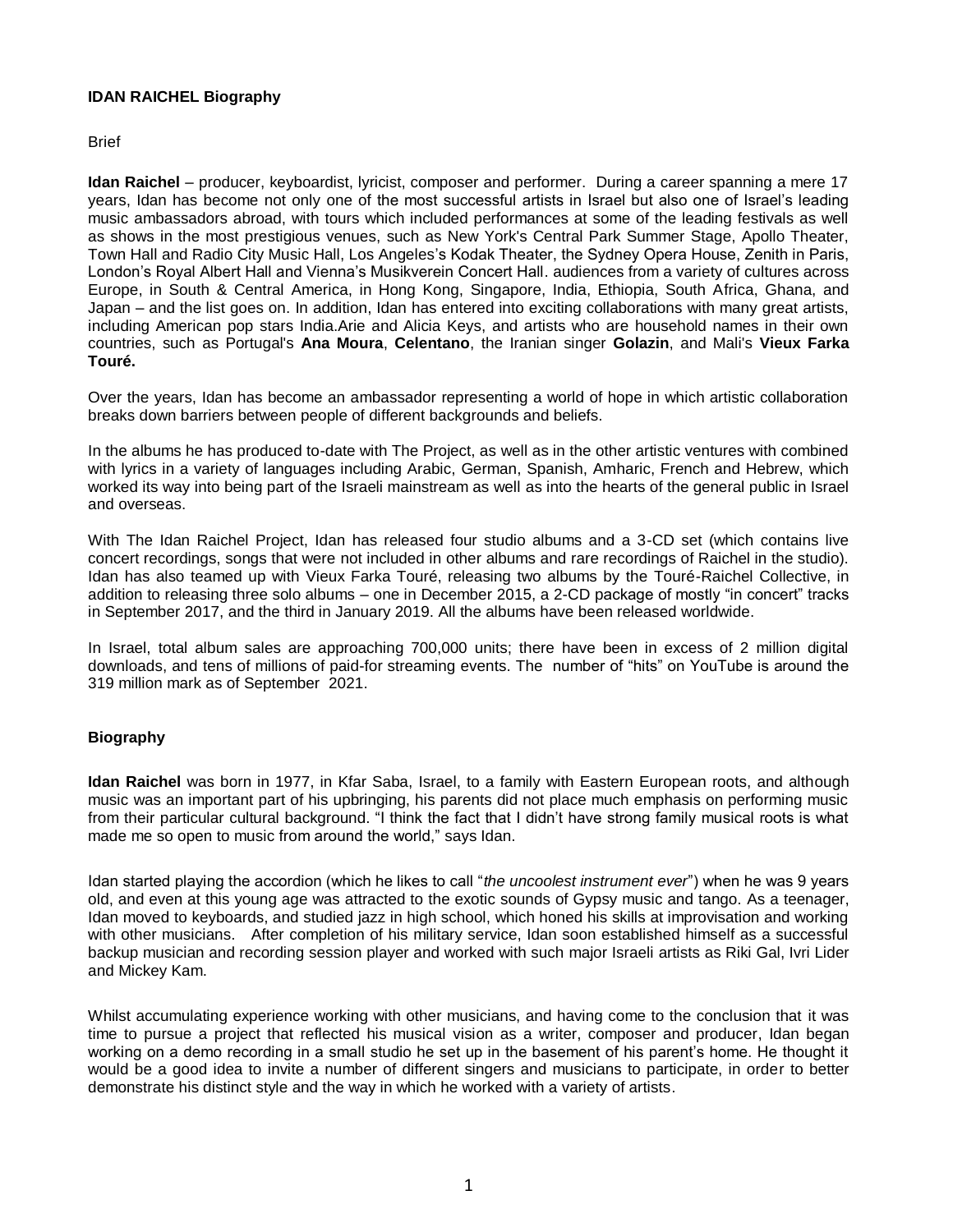**IDAN RAICHEL Biography**

Brief

**Idan Raichel** – producer, keyboardist, lyricist, composer and performer. During a career spanning a mere 17 years, Idan has become not only one of the most successful artists in Israel but also one of Israel's leading music ambassadors abroad, with tours which included performances at some of the leading festivals as well as shows in the most prestigious venues, such as New York's Central Park Summer Stage, Apollo Theater, Town Hall and Radio City Music Hall, Los Angeles's Kodak Theater, the Sydney Opera House, Zenith in Paris, London's Royal Albert Hall and Vienna's Musikverein Concert Hall. audiences from a variety of cultures across Europe, in South & Central America, in Hong Kong, Singapore, India, Ethiopia, South Africa, Ghana, and Japan – and the list goes on. In addition, Idan has entered into exciting collaborations with many great artists, including American pop stars India.Arie and Alicia Keys, and artists who are household names in their own countries, such as Portugal's **Ana Moura**, **Celentano**, the Iranian singer **Golazin**, and Mali's **Vieux Farka Touré.**

Over the years, Idan has become an ambassador representing a world of hope in which artistic collaboration breaks down barriers between people of different backgrounds and beliefs.

In the albums he has produced to-date with The Project, as well as in the other artistic ventures with combined with lyrics in a variety of languages including Arabic, German, Spanish, Amharic, French and Hebrew, which worked its way into being part of the Israeli mainstream as well as into the hearts of the general public in Israel and overseas.

With The Idan Raichel Project, Idan has released four studio albums and a 3-CD set (which contains live concert recordings, songs that were not included in other albums and rare recordings of Raichel in the studio). Idan has also teamed up with Vieux Farka Touré, releasing two albums by the Touré-Raichel Collective, in addition to releasing three solo albums – one in December 2015, a 2-CD package of mostly "in concert" tracks in September 2017, and the third in January 2019. All the albums have been released worldwide.

In Israel, total album sales are approaching 700,000 units; there have been in excess of 2 million digital downloads, and tens of millions of paid-for streaming events. The number of "hits" on YouTube is around the 319 million mark as of September 2021.

**Biography**

**Idan Raichel** was born in 1977, in Kfar Saba, Israel, to a family with Eastern European roots, and although music was an important part of his upbringing, his parents did not place much emphasis on performing music from their particular cultural background. "I think the fact that I didn't have strong family musical roots is what made me so open to music from around the world," says Idan.

Idan started playing the accordion (which he likes to call "*the uncoolest instrument ever*") when he was 9 years old, and even at this young age was attracted to the exotic sounds of Gypsy music and tango. As a teenager, Idan moved to keyboards, and studied jazz in high school, which honed his skills at improvisation and working with other musicians. After completion of his military service, Idan soon established himself as a successful backup musician and recording session player and worked with such major Israeli artists as Riki Gal, Ivri Lider and Mickey Kam.

Whilst accumulating experience working with other musicians, and having come to the conclusion that it was time to pursue a project that reflected his musical vision as a writer, composer and producer, Idan began working on a demo recording in a small studio he set up in the basement of his parent's home. He thought it would be a good idea to invite a number of different singers and musicians to participate, in order to better demonstrate his distinct style and the way in which he worked with a variety of artists.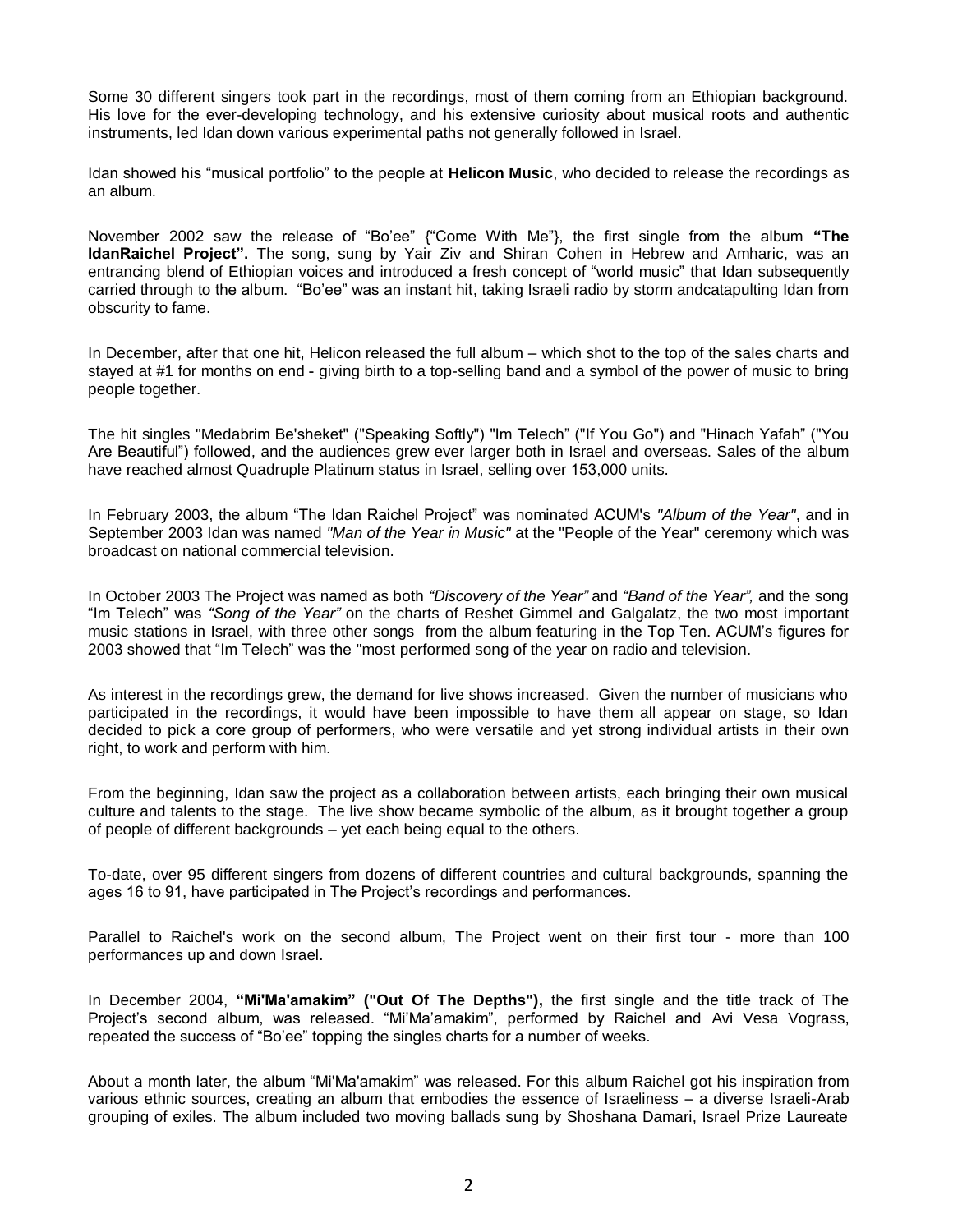Some 30 different singers took part in the recordings, most of them coming from an Ethiopian background. His love for the ever-developing technology, and his extensive curiosity about musical roots and authentic instruments, led Idan down various experimental paths not generally followed in Israel.

Idan showed his “musical portfolio” to the people at **Helicon Music**, who decided to release the recordings as an album.

November 2002 saw the release of “Bo’ee” {“Come With Me”}, the first single from the album **“The IdanRaichel Project”.** The song, sung by Yair Ziv and Shiran Cohen in Hebrew and Amharic, was an entrancing blend of Ethiopian voices and introduced a fresh concept of “world music” that Idan subsequently carried through to the album. “Bo’ee” was an instant hit, taking Israeli radio by storm andcatapulting Idan from obscurity to fame.

In December, after that one hit, Helicon released the full album – which shot to the top of the sales charts and stayed at #1 for months on end - giving birth to a top-selling band and a symbol of the power of music to bring people together.

The hit singles "Medabrim Be'sheket" ("Speaking Softly") "Im Telech” ("If You Go") and "Hinach Yafah” ("You Are Beautiful”) followed, and the audiences grew ever larger both in Israel and overseas. Sales of the album have reached almost Quadruple Platinum status in Israel, selling over 153,000 units.

In February 2003, the album “The Idan Raichel Project” was nominated ACUM's *"Album of the Year"*, and in September 2003 Idan was named *"Man of the Year in Music"* at the "People of the Year" ceremony which was broadcast on national commercial television.

In October 2003 The Project was named as both *“Discovery of the Year”* and *“Band of the Year”,* and the song “Im Telech” was *“Song of the Year”* on the charts of Reshet Gimmel and Galgalatz, the two most important music stations in Israel, with three other songs from the album featuring in the Top Ten. ACUM’s figures for 2003 showed that “Im Telech” was the "most performed song of the year on radio and television.

As interest in the recordings grew, the demand for live shows increased. Given the number of musicians who participated in the recordings, it would have been impossible to have them all appear on stage, so Idan decided to pick a core group of performers, who were versatile and yet strong individual artists in their own right, to work and perform with him.

From the beginning, Idan saw the project as a collaboration between artists, each bringing their own musical culture and talents to the stage. The live show became symbolic of the album, as it brought together a group of people of different backgrounds – yet each being equal to the others.

To-date, over 95 different singers from dozens of different countries and cultural backgrounds, spanning the ages 16 to 91, have participated in The Project’s recordings and performances.

Parallel to Raichel's work on the second album, The Project went on their first tour - more than 100 performances up and down Israel.

In December 2004, **“Mi'Ma'amakim” ("Out Of The Depths"),** the first single and the title track of The Project’s second album, was released. “Mi’Ma’amakim”, performed by Raichel and Avi Vesa Vograss, repeated the success of “Bo’ee” topping the singles charts for a number of weeks.

About a month later, the album “Mi'Ma'amakim” was released. For this album Raichel got his inspiration from various ethnic sources, creating an album that embodies the essence of Israeliness – a diverse Israeli-Arab grouping of exiles. The album included two moving ballads sung by Shoshana Damari, Israel Prize Laureate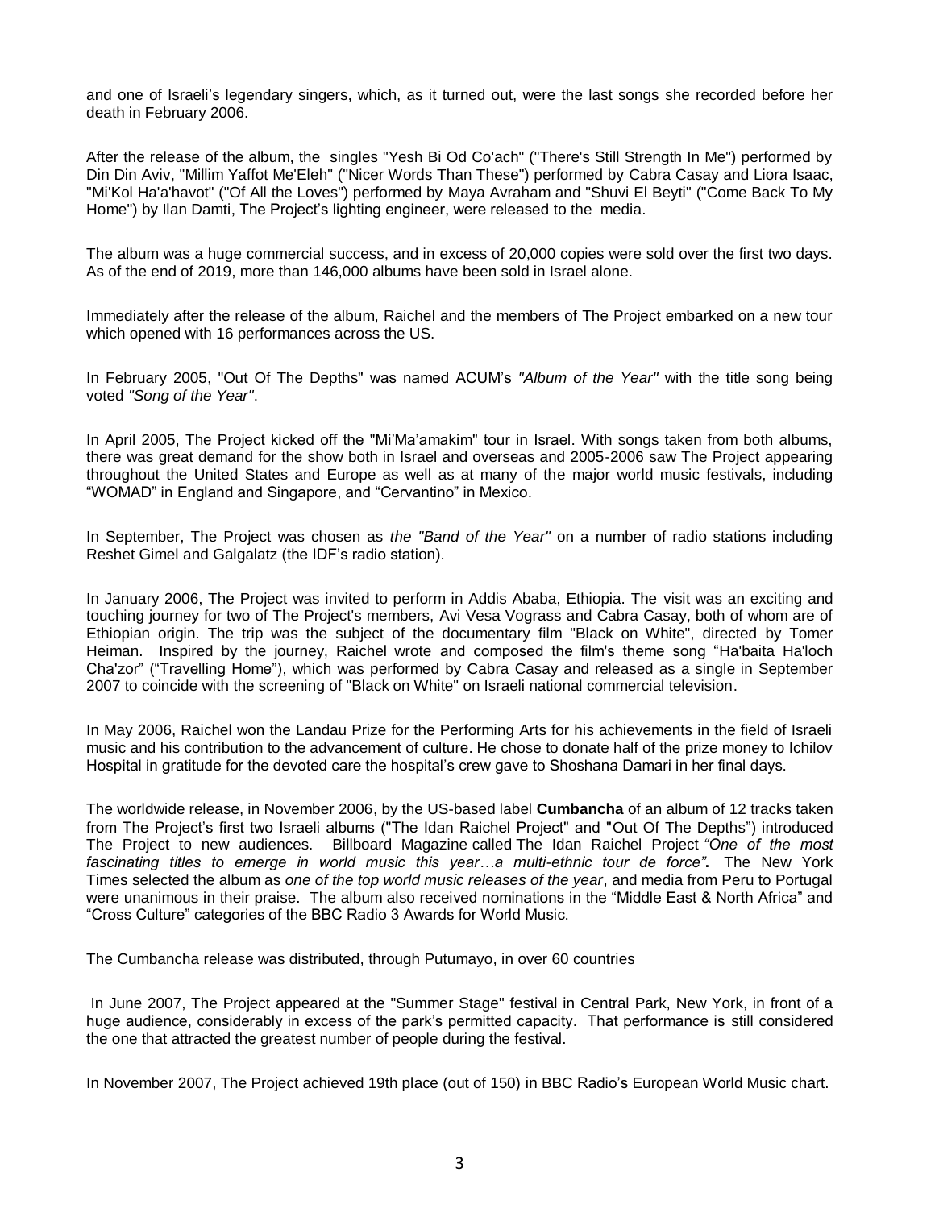and one of Israeli's legendary singers, which, as it turned out, were the last songs she recorded before her death in February 2006.

After the release of the album, the singles "Yesh Bi Od Co'ach" ("There's Still Strength In Me") performed by Din Din Aviv, "Millim Yaffot Me'Eleh" ("Nicer Words Than These") performed by Cabra Casay and Liora Isaac, "Mi'Kol Ha'a'havot" ("Of All the Loves") performed by Maya Avraham and "Shuvi El Beyti" ("Come Back To My Home") by Ilan Damti, The Project's lighting engineer, were released to the media.

The album was a huge commercial success, and in excess of 20,000 copies were sold over the first two days. As of the end of 2019, more than 146,000 albums have been sold in Israel alone.

Immediately after the release of the album, Raichel and the members of The Project embarked on a new tour which opened with 16 performances across the US.

In February 2005, "Out Of The Depths" was named ACUM's *"Album of the Year"* with the title song being voted *"Song of the Year"*.

In April 2005, The Project kicked off the "Mi'Ma'amakim" tour in Israel. With songs taken from both albums, there was great demand for the show both in Israel and overseas and 2005-2006 saw The Project appearing throughout the United States and Europe as well as at many of the major world music festivals, including "WOMAD" in England and Singapore, and "Cervantino" in Mexico.

In September, The Project was chosen as *the "Band of the Year"* on a number of radio stations including Reshet Gimel and Galgalatz (the IDF's radio station).

In January 2006, The Project was invited to perform in Addis Ababa, Ethiopia. The visit was an exciting and touching journey for two of The Project's members, Avi Vesa Vograss and Cabra Casay, both of whom are of Ethiopian origin. The trip was the subject of the documentary film "Black on White", directed by Tomer Heiman. Inspired by the journey, Raichel wrote and composed the film's theme song "Ha'baita Ha'loch Cha'zor" ("Travelling Home"), which was performed by Cabra Casay and released as a single in September 2007 to coincide with the screening of "Black on White" on Israeli national commercial television.

In May 2006, Raichel won the Landau Prize for the Performing Arts for his achievements in the field of Israeli music and his contribution to the advancement of culture. He chose to donate half of the prize money to Ichilov Hospital in gratitude for the devoted care the hospital's crew gave to Shoshana Damari in her final days.

The worldwide release, in November 2006, by the US-based label **Cumbancha** of an album of 12 tracks taken from The Project's first two Israeli albums ("The Idan Raichel Project" and "Out Of The Depths") introduced The Project to new audiences. Billboard Magazine called The Idan Raichel Project *"One of the most fascinating titles to emerge in world music this year…a multi-ethnic tour de force"*. The New York Times selected the album as *one of the top world music releases of the year*, and media from Peru to Portugal were unanimous in their praise. The album also received nominations in the "Middle East & North Africa" and "Cross Culture" categories of the BBC Radio 3 Awards for World Music.

The Cumbancha release was distributed, through Putumayo, in over 60 countries

In June 2007, The Project appeared at the "Summer Stage" festival in Central Park, New York, in front of a huge audience, considerably in excess of the park's permitted capacity. That performance is still considered the one that attracted the greatest number of people during the festival.

In November 2007, The Project achieved 19th place (out of 150) in BBC Radio's European World Music chart.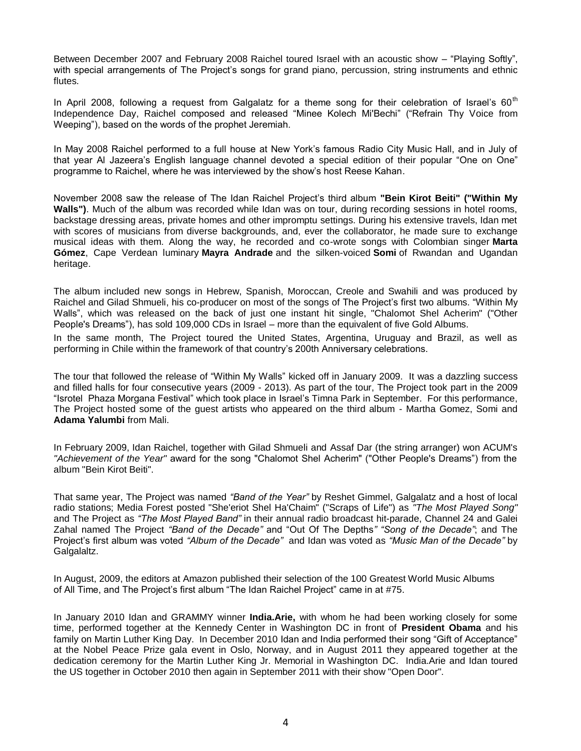Between December 2007 and February 2008 Raichel toured Israel with an acoustic show – "Playing Softly", with special arrangements of The Project's songs for grand piano, percussion, string instruments and ethnic flutes.

In April 2008, following a request from Galgalatz for a theme song for their celebration of Israel's 60th Independence Day, Raichel composed and released "Minee Kolech Mi'Bechi" ("Refrain Thy Voice from Weeping"), based on the words of the prophet Jeremiah.

In May 2008 Raichel performed to a full house at New York's famous Radio City Music Hall, and in July of that year Al Jazeera's English language channel devoted a special edition of their popular "One on One" programme to Raichel, where he was interviewed by the show's host Reese Kahan.

November 2008 saw the release of The Idan Raichel Project's third album **"Bein Kirot Beiti" ("Within My Walls")**. Much of the album was recorded while Idan was on tour, during recording sessions in hotel rooms, backstage dressing areas, private homes and other impromptu settings. During his extensive travels, Idan met with scores of musicians from diverse backgrounds, and, ever the collaborator, he made sure to exchange musical ideas with them. Along the way, he recorded and co-wrote songs with Colombian singer **Marta Gómez**, Cape Verdean luminary **Mayra Andrade** and the silken-voiced **Somi** of Rwandan and Ugandan heritage.

The album included new songs in Hebrew, Spanish, Moroccan, Creole and Swahili and was produced by Raichel and Gilad Shmueli, his co-producer on most of the songs of The Project's first two albums. "Within My Walls", which was released on the back of just one instant hit single, "Chalomot Shel Acherim" ("Other People's Dreams"), has sold 109,000 CDs in Israel – more than the equivalent of five Gold Albums.

In the same month, The Project toured the United States, Argentina, Uruguay and Brazil, as well as performing in Chile within the framework of that country's 200th Anniversary celebrations.

The tour that followed the release of "Within My Walls" kicked off in January 2009. It was a dazzling success and filled halls for four consecutive years (2009 - 2013). As part of the tour, The Project took part in the 2009 "Isrotel Phaza Morgana Festival" which took place in Israel's Timna Park in September. For this performance, The Project hosted some of the guest artists who appeared on the third album - Martha Gomez, Somi and **Adama Yalumbi** from Mali.

In February 2009, Idan Raichel, together with Gilad Shmueli and Assaf Dar (the string arranger) won ACUM's *"Achievement of the Year"* award for the song "Chalomot Shel Acherim" ("Other People's Dreams") from the album "Bein Kirot Beiti".

That same year, The Project was named *"Band of the Year"* by Reshet Gimmel, Galgalatz and a host of local radio stations; Media Forest posted "She'eriot Shel Ha'Chaim" ("Scraps of Life") as *"The Most Played Song"* and The Project as *"The Most Played Band"* in their annual radio broadcast hit-parade, Channel 24 and Galei Zahal named The Project *"Band of the Decade"* and "Out Of The Depths*" "Song of the Decade"*; and The Project's first album was voted *"Album of the Decade"* and Idan was voted as *"Music Man of the Decade"* by Galgalaltz.

In August, 2009, the editors at Amazon published their selection of the 100 Greatest World Music Albums of All Time, and The Project's first album "The Idan Raichel Project" came in at #75.

In January 2010 Idan and GRAMMY winner **India.Arie,** with whom he had been working closely for some time, performed together at the Kennedy Center in Washington DC in front of **President Obama** and his family on Martin Luther King Day. In December 2010 Idan and India performed their song "Gift of Acceptance" at the Nobel Peace Prize gala event in Oslo, Norway, and in August 2011 they appeared together at the dedication ceremony for the Martin Luther King Jr. Memorial in Washington DC. India.Arie and Idan toured the US together in October 2010 then again in September 2011 with their show "Open Door".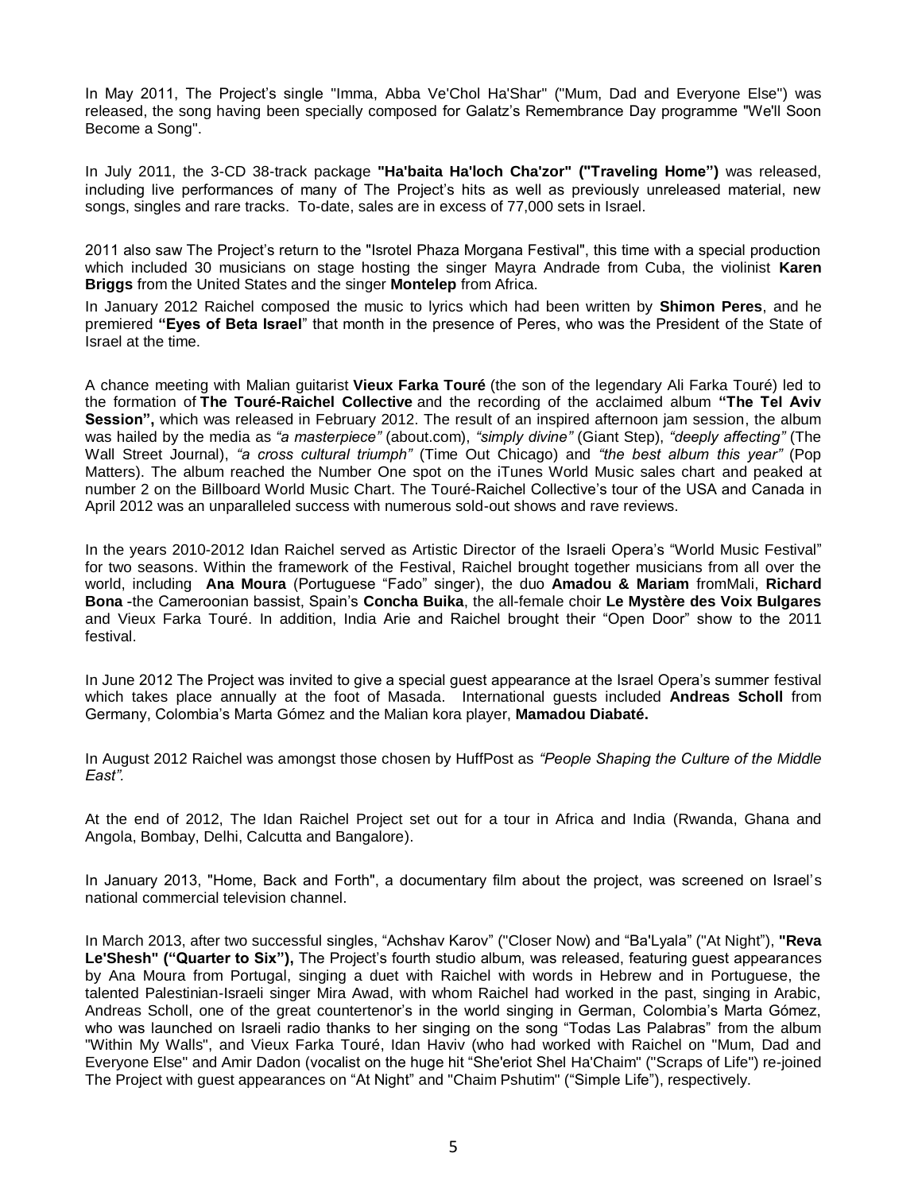In May 2011, The Project's single "Imma, Abba Ve'Chol Ha'Shar" ("Mum, Dad and Everyone Else") was released, the song having been specially composed for Galatz's Remembrance Day programme "We'll Soon Become a Song".

In July 2011, the 3-CD 38-track package **"Ha'baita Ha'loch Cha'zor" ("Traveling Home")** was released, including live performances of many of The Project's hits as well as previously unreleased material, new songs, singles and rare tracks. To-date, sales are in excess of 77,000 sets in Israel.

2011 also saw The Project's return to the "Isrotel Phaza Morgana Festival", this time with a special production which included 30 musicians on stage hosting the singer Mayra Andrade from Cuba, the violinist **Karen Briggs** from the United States and the singer **Montelep** from Africa.

In January 2012 Raichel composed the music to lyrics which had been written by **Shimon Peres**, and he premiered **"Eyes of Beta Israel**" that month in the presence of Peres, who was the President of the State of Israel at the time.

A chance meeting with Malian guitarist **Vieux Farka Touré** (the son of the legendary Ali Farka Touré) led to the formation of **The Touré-Raichel Collective** and the recording of the acclaimed album **"The Tel Aviv Session",** which was released in February 2012. The result of an inspired afternoon jam session, the album was hailed by the media as *"a masterpiece"* (about.com), *"simply divine"* (Giant Step), *"deeply affecting"* (The Wall Street Journal), *"a cross cultural triumph"* (Time Out Chicago) and *"the best album this year"* (Pop Matters). The album reached the Number One spot on the iTunes World Music sales chart and peaked at number 2 on the Billboard World Music Chart. The Touré-Raichel Collective's tour of the USA and Canada in April 2012 was an unparalleled success with numerous sold-out shows and rave reviews.

In the years 2010-2012 Idan Raichel served as Artistic Director of the Israeli Opera's "World Music Festival" for two seasons. Within the framework of the Festival, Raichel brought together musicians from all over the world, including **Ana Moura** (Portuguese "Fado" singer), the duo **Amadou & Mariam** fromMali, **Richard Bona** -the Cameroonian bassist, Spain's **Concha Buika**, the all-female choir **Le Mystère des Voix Bulgares** and Vieux Farka Touré. In addition, India Arie and Raichel brought their "Open Door" show to the 2011 festival.

In June 2012 The Project was invited to give a special guest appearance at the Israel Opera's summer festival which takes place annually at the foot of Masada. International guests included **Andreas Scholl** from Germany, Colombia's Marta Gómez and the Malian kora player, **Mamadou Diabaté.**

In August 2012 Raichel was amongst those chosen by HuffPost as *"People Shaping the Culture of the Middle East".*

At the end of 2012, The Idan Raichel Project set out for a tour in Africa and India (Rwanda, Ghana and Angola, Bombay, Delhi, Calcutta and Bangalore).

In January 2013, "Home, Back and Forth", a documentary film about the project, was screened on Israel's national commercial television channel.

In March 2013, after two successful singles, "Achshav Karov" ("Closer Now) and "Ba'Lyala" ("At Night"), **"Reva Le'Shesh" ("Quarter to Six"),** The Project's fourth studio album, was released, featuring guest appearances by Ana Moura from Portugal, singing a duet with Raichel with words in Hebrew and in Portuguese, the talented Palestinian-Israeli singer Mira Awad, with whom Raichel had worked in the past, singing in Arabic, Andreas Scholl, one of the great countertenor's in the world singing in German, Colombia's Marta Gómez, who was launched on Israeli radio thanks to her singing on the song "Todas Las Palabras" from the album "Within My Walls", and Vieux Farka Touré, Idan Haviv (who had worked with Raichel on "Mum, Dad and Everyone Else" and Amir Dadon (vocalist on the huge hit "She'eriot Shel Ha'Chaim" ("Scraps of Life") re-joined The Project with guest appearances on "At Night" and "Chaim Pshutim" ("Simple Life"), respectively.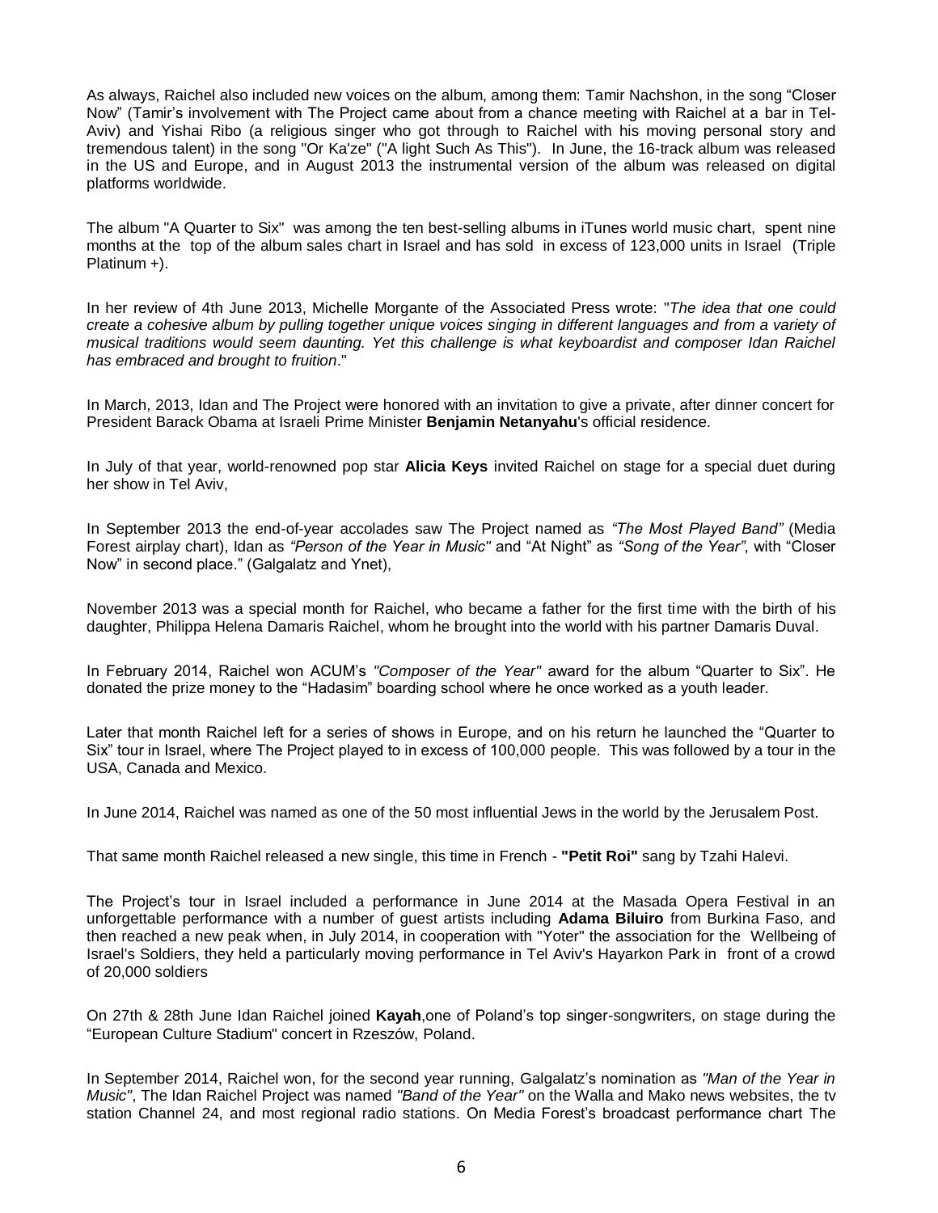As always, Raichel also included new voices on the album, among them: Tamir Nachshon, in the song "Closer Now" (Tamir's involvement with The Project came about from a chance meeting with Raichel at a bar in Tel-Aviv) and Yishai Ribo (a religious singer who got through to Raichel with his moving personal story and tremendous talent) in the song "Or Ka'ze" ("A light Such As This"). In June, the 16-track album was released in the US and Europe, and in August 2013 the instrumental version of the album was released on digital platforms worldwide.

The album "A Quarter to Six" was among the ten best-selling albums in iTunes world music chart, spent nine months at the top of the album sales chart in Israel and has sold in excess of 123,000 units in Israel (Triple Platinum +).

In her review of 4th June 2013, Michelle Morgante of the Associated Press wrote: "*The idea that one could create a cohesive album by pulling together unique voices singing in different languages and from a variety of musical traditions would seem daunting. Yet this challenge is what keyboardist and composer Idan Raichel has embraced and brought to fruition*."

In March, 2013, Idan and The Project were honored with an invitation to give a private, after dinner concert for President Barack Obama at Israeli Prime Minister **Benjamin Netanyahu**'s official residence.

In July of that year, world-renowned pop star **Alicia Keys** invited Raichel on stage for a special duet during her show in Tel Aviv,

In September 2013 the end-of-year accolades saw The Project named as *"The Most Played Band"* (Media Forest airplay chart), Idan as *"Person of the Year in Music"* and "At Night" as *"Song of the Year"*, with "Closer Now" in second place." (Galgalatz and Ynet),

November 2013 was a special month for Raichel, who became a father for the first time with the birth of his daughter, Philippa Helena Damaris Raichel, whom he brought into the world with his partner Damaris Duval.

In February 2014, Raichel won ACUM's *"Composer of the Year"* award for the album "Quarter to Six". He donated the prize money to the "Hadasim" boarding school where he once worked as a youth leader.

Later that month Raichel left for a series of shows in Europe, and on his return he launched the "Quarter to Six" tour in Israel, where The Project played to in excess of 100,000 people. This was followed by a tour in the USA, Canada and Mexico.

In June 2014, Raichel was named as one of the 50 most influential Jews in the world by the Jerusalem Post.

That same month Raichel released a new single, this time in French - **"Petit Roi"** sang by Tzahi Halevi.

The Project's tour in Israel included a performance in June 2014 at the Masada Opera Festival in an unforgettable performance with a number of guest artists including **Adama Biluiro** from Burkina Faso, and then reached a new peak when, in July 2014, in cooperation with "Yoter" the association for the Wellbeing of Israel's Soldiers, they held a particularly moving performance in Tel Aviv's Hayarkon Park in front of a crowd of 20,000 soldiers

On 27th & 28th June Idan Raichel joined **Kayah**,one of Poland's top singer-songwriters, on stage during the "European Culture Stadium" concert in Rzeszów, Poland.

In September 2014, Raichel won, for the second year running, Galgalatz's nomination as *"Man of the Year in Music"*, The Idan Raichel Project was named *"Band of the Year"* on the Walla and Mako news websites, the tv station Channel 24, and most regional radio stations. On Media Forest's broadcast performance chart The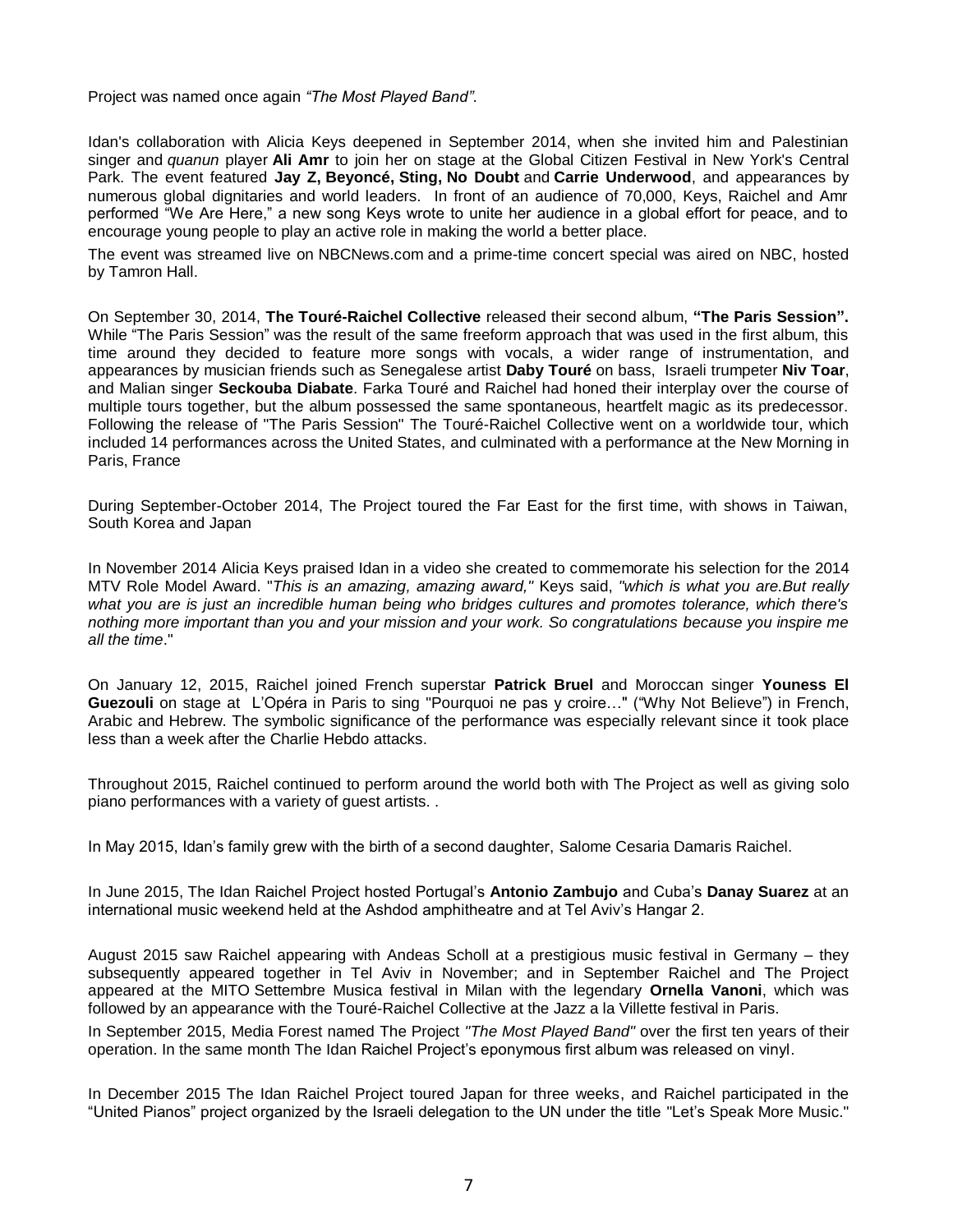Project was named once again *"The Most Played Band"*.

Idan's collaboration with Alicia Keys deepened in September 2014, when she invited him and Palestinian singer and *quanun* player **Ali Amr** to join her on stage at the Global Citizen Festival in New York's Central Park. The event featured **Jay Z, Beyoncé, Sting, No Doubt** and **Carrie Underwood**, and appearances by numerous global dignitaries and world leaders. In front of an audience of 70,000, Keys, Raichel and Amr performed "We Are Here," a new song Keys wrote to unite her audience in a global effort for peace, and to encourage young people to play an active role in making the world a better place.

The event was streamed live on NBCNews.com and a prime-time concert special was aired on NBC, hosted by Tamron Hall.

On September 30, 2014, **The Touré-Raichel Collective** released their second album, **"The Paris Session".** While "The Paris Session" was the result of the same freeform approach that was used in the first album, this time around they decided to feature more songs with vocals, a wider range of instrumentation, and appearances by musician friends such as Senegalese artist **Daby Touré** on bass, Israeli trumpeter **Niv Toar**, and Malian singer **Seckouba Diabate**. Farka Touré and Raichel had honed their interplay over the course of multiple tours together, but the album possessed the same spontaneous, heartfelt magic as its predecessor. Following the release of "The Paris Session" The Touré-Raichel Collective went on a worldwide tour, which included 14 performances across the United States, and culminated with a performance at the New Morning in Paris, France

During September-October 2014, The Project toured the Far East for the first time, with shows in Taiwan, South Korea and Japan

In November 2014 Alicia Keys praised Idan in a video she created to commemorate his selection for the 2014 MTV Role Model Award. "*This is an amazing, amazing award,"* Keys said, *"which is what you are.But really what you are is just an incredible human being who bridges cultures and promotes tolerance, which there's nothing more important than you and your mission and your work. So congratulations because you inspire me all the time*."

On January 12, 2015, Raichel joined French superstar **Patrick Bruel** and Moroccan singer **Youness El Guezouli** on stage at L'Opéra in Paris to sing "Pourquoi ne pas y croire…" ("Why Not Believe") in French, Arabic and Hebrew. The symbolic significance of the performance was especially relevant since it took place less than a week after the Charlie Hebdo attacks.

Throughout 2015, Raichel continued to perform around the world both with The Project as well as giving solo piano performances with a variety of guest artists. .

In May 2015, Idan's family grew with the birth of a second daughter, Salome Cesaria Damaris Raichel.

In June 2015, The Idan Raichel Project hosted Portugal's **Antonio Zambujo** and Cuba's **Danay Suarez** at an international music weekend held at the Ashdod amphitheatre and at Tel Aviv's Hangar 2.

August 2015 saw Raichel appearing with Andeas Scholl at a prestigious music festival in Germany – they subsequently appeared together in Tel Aviv in November; and in September Raichel and The Project appeared at the MITO Settembre Musica festival in Milan with the legendary **Ornella Vanoni**, which was followed by an appearance with the Touré-Raichel Collective at the Jazz a la Villette festival in Paris.

In September 2015, Media Forest named The Project *"The Most Played Band"* over the first ten years of their operation. In the same month The Idan Raichel Project's eponymous first album was released on vinyl.

In December 2015 The Idan Raichel Project toured Japan for three weeks, and Raichel participated in the "United Pianos" project organized by the Israeli delegation to the UN under the title "Let's Speak More Music."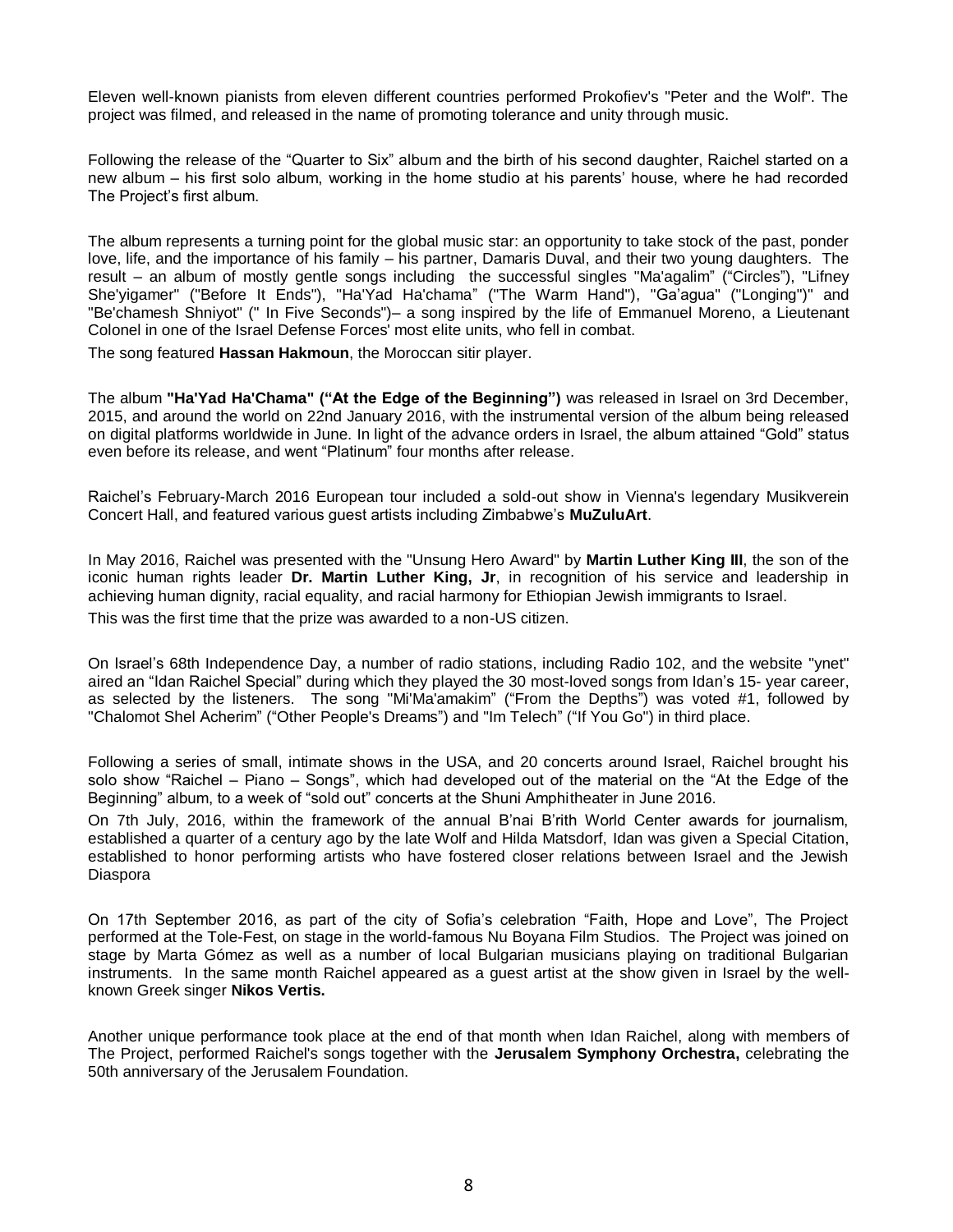Eleven well-known pianists from eleven different countries performed Prokofiev's "Peter and the Wolf". The project was filmed, and released in the name of promoting tolerance and unity through music.

Following the release of the "Quarter to Six" album and the birth of his second daughter, Raichel started on a new album – his first solo album, working in the home studio at his parents' house, where he had recorded The Project's first album.

The album represents a turning point for the global music star: an opportunity to take stock of the past, ponder love, life, and the importance of his family – his partner, Damaris Duval, and their two young daughters. The result – an album of mostly gentle songs including the successful singles "Ma'agalim" ("Circles"), "Lifney She'yigamer" ("Before It Ends"), "Ha'Yad Ha'chama" ("The Warm Hand"), "Ga'agua" ("Longing")" and "Be'chamesh Shniyot" (" In Five Seconds")– a song inspired by the life of Emmanuel Moreno, a Lieutenant Colonel in one of the Israel Defense Forces' most elite units, who fell in combat.

The song featured **Hassan Hakmoun**, the Moroccan sitir player.

The album **"Ha'Yad Ha'Chama" ("At the Edge of the Beginning")** was released in Israel on 3rd December, 2015, and around the world on 22nd January 2016, with the instrumental version of the album being released on digital platforms worldwide in June. In light of the advance orders in Israel, the album attained "Gold" status even before its release, and went "Platinum" four months after release.

Raichel's February-March 2016 European tour included a sold-out show in Vienna's legendary Musikverein Concert Hall, and featured various guest artists including Zimbabwe's **MuZuluArt**.

In May 2016, Raichel was presented with the "Unsung Hero Award" by **Martin Luther King III**, the son of the iconic human rights leader **Dr. Martin Luther King, Jr**, in recognition of his service and leadership in achieving human dignity, racial equality, and racial harmony for Ethiopian Jewish immigrants to Israel.

This was the first time that the prize was awarded to a non-US citizen.

On Israel's 68th Independence Day, a number of radio stations, including Radio 102, and the website "ynet" aired an "Idan Raichel Special" during which they played the 30 most-loved songs from Idan's 15- year career, as selected by the listeners. The song "Mi'Ma'amakim" ("From the Depths") was voted #1, followed by "Chalomot Shel Acherim" ("Other People's Dreams") and "Im Telech" ("If You Go") in third place.

Following a series of small, intimate shows in the USA, and 20 concerts around Israel, Raichel brought his solo show "Raichel – Piano – Songs", which had developed out of the material on the "At the Edge of the Beginning" album, to a week of "sold out" concerts at the Shuni Amphitheater in June 2016.

On 7th July, 2016, within the framework of the annual B'nai B'rith World Center awards for journalism, established a quarter of a century ago by the late Wolf and Hilda Matsdorf, Idan was given a Special Citation, established to honor performing artists who have fostered closer relations between Israel and the Jewish Diaspora

On 17th September 2016, as part of the city of Sofia's celebration "Faith, Hope and Love", The Project performed at the Tole-Fest, on stage in the world-famous Nu Boyana Film Studios. The Project was joined on stage by Marta Gómez as well as a number of local Bulgarian musicians playing on traditional Bulgarian instruments. In the same month Raichel appeared as a guest artist at the show given in Israel by the well-known Greek singer **Nikos Vertis.**

Another unique performance took place at the end of that month when Idan Raichel, along with members of The Project, performed Raichel's songs together with the **Jerusalem Symphony Orchestra,** celebrating the 50th anniversary of the Jerusalem Foundation.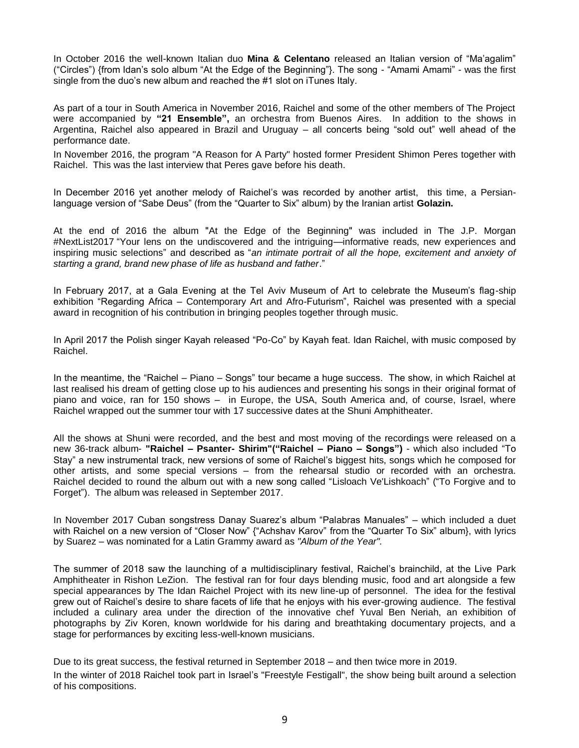In October 2016 the well-known Italian duo **Mina & Celentano** released an Italian version of "Ma'agalim" ("Circles") {from Idan's solo album "At the Edge of the Beginning"}. The song - "Amami Amami" - was the first single from the duo's new album and reached the #1 slot on iTunes Italy.

As part of a tour in South America in November 2016, Raichel and some of the other members of The Project were accompanied by **"21 Ensemble",** an orchestra from Buenos Aires. In addition to the shows in Argentina, Raichel also appeared in Brazil and Uruguay – all concerts being "sold out" well ahead of the performance date.

In November 2016, the program "A Reason for A Party" hosted former President Shimon Peres together with Raichel. This was the last interview that Peres gave before his death.

In December 2016 yet another melody of Raichel's was recorded by another artist, this time, a Persian-language version of "Sabe Deus" (from the "Quarter to Six" album) by the Iranian artist **Golazin.**

At the end of 2016 the album "At the Edge of the Beginning" was included in The J.P. Morgan #NextList2017 "Your lens on the undiscovered and the intriguing—informative reads, new experiences and inspiring music selections" and described as "*an intimate portrait of all the hope, excitement and anxiety of starting a grand, brand new phase of life as husband and father*."

In February 2017, at a Gala Evening at the Tel Aviv Museum of Art to celebrate the Museum's flag-ship exhibition "Regarding Africa – Contemporary Art and Afro-Futurism", Raichel was presented with a special award in recognition of his contribution in bringing peoples together through music.

In April 2017 the Polish singer Kayah released "Po-Co" by Kayah feat. Idan Raichel, with music composed by Raichel.

In the meantime, the "Raichel – Piano – Songs" tour became a huge success. The show, in which Raichel at last realised his dream of getting close up to his audiences and presenting his songs in their original format of piano and voice, ran for 150 shows – in Europe, the USA, South America and, of course, Israel, where Raichel wrapped out the summer tour with 17 successive dates at the Shuni Amphitheater.

All the shows at Shuni were recorded, and the best and most moving of the recordings were released on a new 36-track album- **"Raichel – Psanter- Shirim"("Raichel – Piano – Songs")** - which also included "To Stay" a new instrumental track, new versions of some of Raichel's biggest hits, songs which he composed for other artists, and some special versions – from the rehearsal studio or recorded with an orchestra. Raichel decided to round the album out with a new song called "Lisloach Ve'Lishkoach" ("To Forgive and to Forget"). The album was released in September 2017.

In November 2017 Cuban songstress Danay Suarez's album "Palabras Manuales" – which included a duet with Raichel on a new version of "Closer Now" {"Achshav Karov" from the "Quarter To Six" album}, with lyrics by Suarez – was nominated for a Latin Grammy award as *"Album of the Year".*

The summer of 2018 saw the launching of a multidisciplinary festival, Raichel's brainchild, at the Live Park Amphitheater in Rishon LeZion. The festival ran for four days blending music, food and art alongside a few special appearances by The Idan Raichel Project with its new line-up of personnel. The idea for the festival grew out of Raichel's desire to share facets of life that he enjoys with his ever-growing audience. The festival included a culinary area under the direction of the innovative chef Yuval Ben Neriah, an exhibition of photographs by Ziv Koren, known worldwide for his daring and breathtaking documentary projects, and a stage for performances by exciting less-well-known musicians.

Due to its great success, the festival returned in September 2018 – and then twice more in 2019.

In the winter of 2018 Raichel took part in Israel's "Freestyle Festigall", the show being built around a selection of his compositions.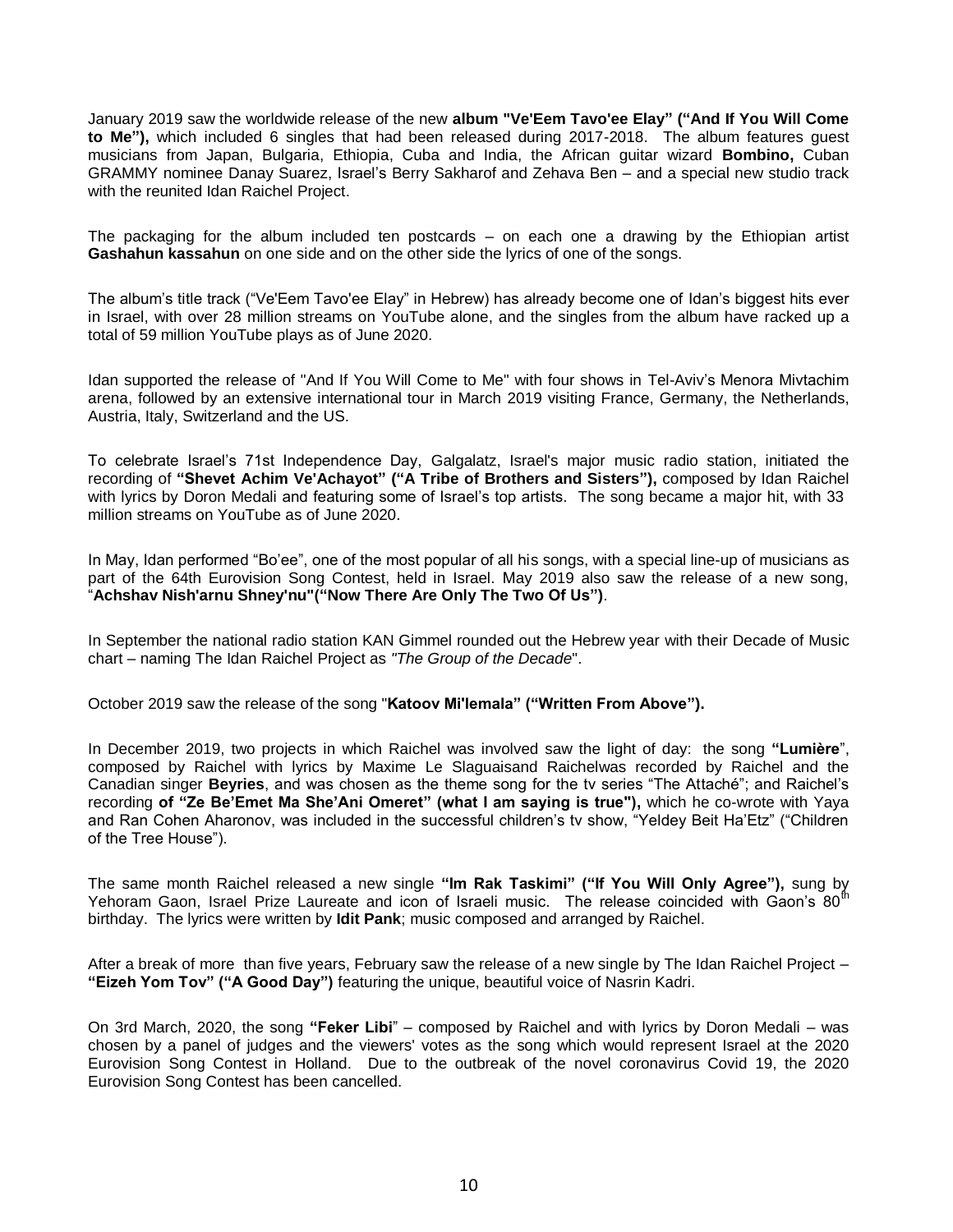January 2019 saw the worldwide release of the new **album "Ve'Eem Tavo'ee Elay" ("And If You Will Come to Me"),** which included 6 singles that had been released during 2017-2018. The album features guest musicians from Japan, Bulgaria, Ethiopia, Cuba and India, the African guitar wizard **Bombino,** Cuban GRAMMY nominee Danay Suarez, Israel's Berry Sakharof and Zehava Ben – and a special new studio track with the reunited Idan Raichel Project.

The packaging for the album included ten postcards – on each one a drawing by the Ethiopian artist **Gashahun kassahun** on one side and on the other side the lyrics of one of the songs.

The album's title track ("Ve'Eem Tavo'ee Elay" in Hebrew) has already become one of Idan's biggest hits ever in Israel, with over 28 million streams on YouTube alone, and the singles from the album have racked up a total of 59 million YouTube plays as of June 2020.

Idan supported the release of "And If You Will Come to Me" with four shows in Tel-Aviv's Menora Mivtachim arena, followed by an extensive international tour in March 2019 visiting France, Germany, the Netherlands, Austria, Italy, Switzerland and the US.

To celebrate Israel's 71st Independence Day, Galgalatz, Israel's major music radio station, initiated the recording of **"Shevet Achim Ve'Achayot" ("A Tribe of Brothers and Sisters"),** composed by Idan Raichel with lyrics by Doron Medali and featuring some of Israel's top artists. The song became a major hit, with 33 million streams on YouTube as of June 2020.

In May, Idan performed "Bo'ee", one of the most popular of all his songs, with a special line-up of musicians as part of the 64th Eurovision Song Contest, held in Israel. May 2019 also saw the release of a new song, "**Achshav Nish'arnu Shney'nu"("Now There Are Only The Two Of Us")**.

In September the national radio station KAN Gimmel rounded out the Hebrew year with their Decade of Music chart – naming The Idan Raichel Project as *"The Group of the Decade*".

October 2019 saw the release of the song "**Katoov Mi'lemala" ("Written From Above").**

In December 2019, two projects in which Raichel was involved saw the light of day: the song **"Lumière**", composed by Raichel with lyrics by Maxime Le Slaguaisand Raichelwas recorded by Raichel and the Canadian singer **Beyries**, and was chosen as the theme song for the tv series "The Attaché"; and Raichel's recording **of "Ze Be'Emet Ma She'Ani Omeret" (what I am saying is true"),** which he co-wrote with Yaya and Ran Cohen Aharonov, was included in the successful children's tv show, "Yeldey Beit Ha'Etz" ("Children of the Tree House").

The same month Raichel released a new single **"Im Rak Taskimi" ("If You Will Only Agree"),** sung by Yehoram Gaon, Israel Prize Laureate and icon of Israeli music. The release coincided with Gaon's 80th birthday. The lyrics were written by **Idit Pank**; music composed and arranged by Raichel.

After a break of more than five years, February saw the release of a new single by The Idan Raichel Project – **"Eizeh Yom Tov" ("A Good Day")** featuring the unique, beautiful voice of Nasrin Kadri.

On 3rd March, 2020, the song **"Feker Libi**" – composed by Raichel and with lyrics by Doron Medali – was chosen by a panel of judges and the viewers' votes as the song which would represent Israel at the 2020 Eurovision Song Contest in Holland. Due to the outbreak of the novel coronavirus Covid 19, the 2020 Eurovision Song Contest has been cancelled.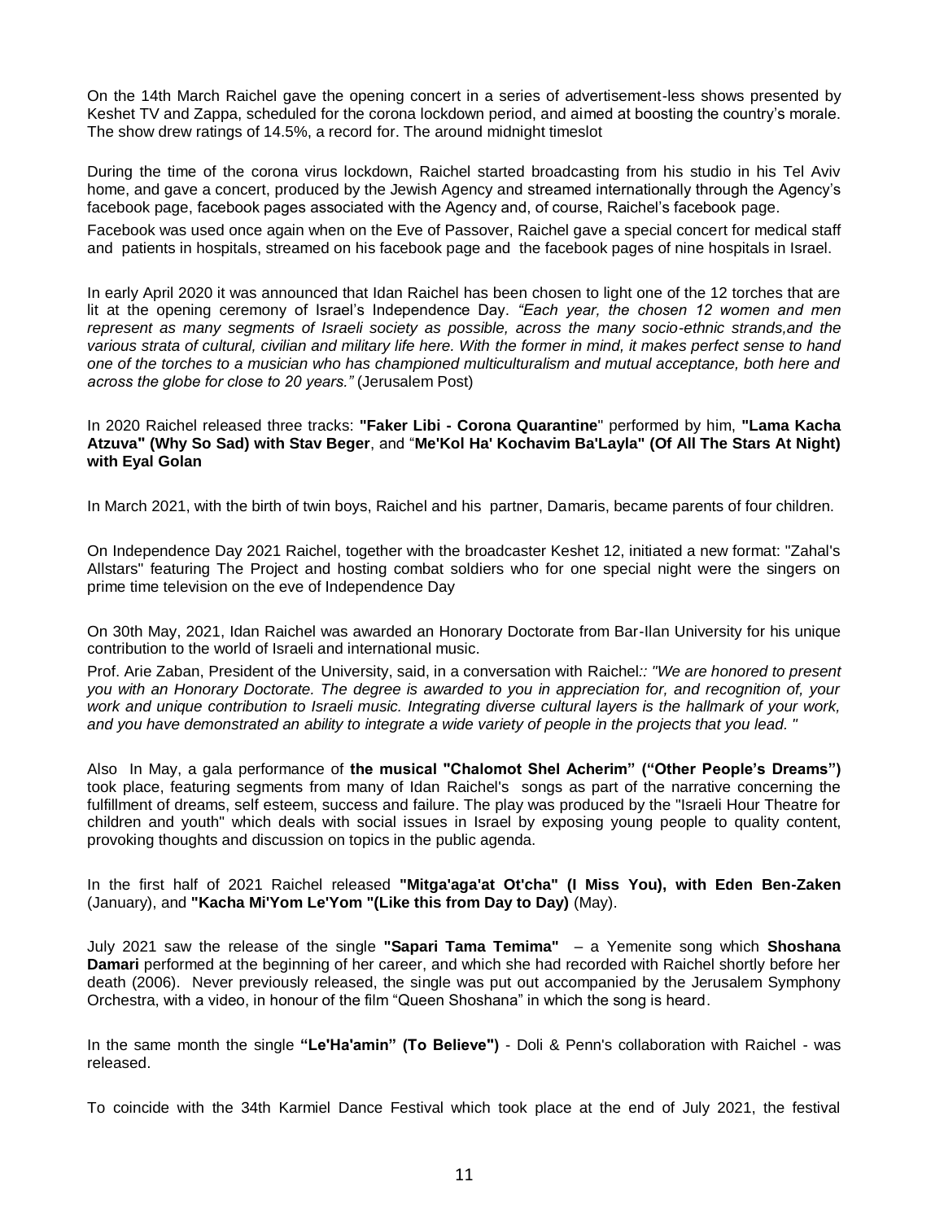On the 14th March Raichel gave the opening concert in a series of advertisement-less shows presented by Keshet TV and Zappa, scheduled for the corona lockdown period, and aimed at boosting the country's morale. The show drew ratings of 14.5%, a record for. The around midnight timeslot

During the time of the corona virus lockdown, Raichel started broadcasting from his studio in his Tel Aviv home, and gave a concert, produced by the Jewish Agency and streamed internationally through the Agency's facebook page, facebook pages associated with the Agency and, of course, Raichel's facebook page.

Facebook was used once again when on the Eve of Passover, Raichel gave a special concert for medical staff and patients in hospitals, streamed on his facebook page and the facebook pages of nine hospitals in Israel.

In early April 2020 it was announced that Idan Raichel has been chosen to light one of the 12 torches that are lit at the opening ceremony of Israel's Independence Day. *"Each year, the chosen 12 women and men represent as many segments of Israeli society as possible, across the many socio-ethnic strands,and the various strata of cultural, civilian and military life here. With the former in mind, it makes perfect sense to hand one of the torches to a musician who has championed multiculturalism and mutual acceptance, both here and across the globe for close to 20 years."* (Jerusalem Post)

In 2020 Raichel released three tracks: **"Faker Libi - Corona Quarantine**" performed by him, **"Lama Kacha Atzuva" (Why So Sad) with Stav Beger**, and "**Me'Kol Ha' Kochavim Ba'Layla" (Of All The Stars At Night) with Eyal Golan**

In March 2021, with the birth of twin boys, Raichel and his partner, Damaris, became parents of four children.

On Independence Day 2021 Raichel, together with the broadcaster Keshet 12, initiated a new format: "Zahal's Allstars" featuring The Project and hosting combat soldiers who for one special night were the singers on prime time television on the eve of Independence Day

On 30th May, 2021, Idan Raichel was awarded an Honorary Doctorate from Bar-Ilan University for his unique contribution to the world of Israeli and international music.

Prof. Arie Zaban, President of the University, said, in a conversation with Raichel*: "We are honored to present you with an Honorary Doctorate. The degree is awarded to you in appreciation for, and recognition of, your work and unique contribution to Israeli music. Integrating diverse cultural layers is the hallmark of your work, and you have demonstrated an ability to integrate a wide variety of people in the projects that you lead. "*

Also In May, a gala performance of **the musical "Chalomot Shel Acherim" ("Other People's Dreams")** took place, featuring segments from many of Idan Raichel's songs as part of the narrative concerning the fulfillment of dreams, self esteem, success and failure. The play was produced by the "Israeli Hour Theatre for children and youth" which deals with social issues in Israel by exposing young people to quality content, provoking thoughts and discussion on topics in the public agenda.

In the first half of 2021 Raichel released **"Mitga'aga'at Ot'cha" (I Miss You), with Eden Ben-Zaken** (January), and **"Kacha Mi'Yom Le'Yom "(Like this from Day to Day)** (May).

July 2021 saw the release of the single **"Sapari Tama Temima"** – a Yemenite song which **Shoshana Damari** performed at the beginning of her career, and which she had recorded with Raichel shortly before her death (2006). Never previously released, the single was put out accompanied by the Jerusalem Symphony Orchestra, with a video, in honour of the film "Queen Shoshana" in which the song is heard.

In the same month the single **"Le'Ha'amin" (To Believe")** - Doli & Penn's collaboration with Raichel - was released.

To coincide with the 34th Karmiel Dance Festival which took place at the end of July 2021, the festival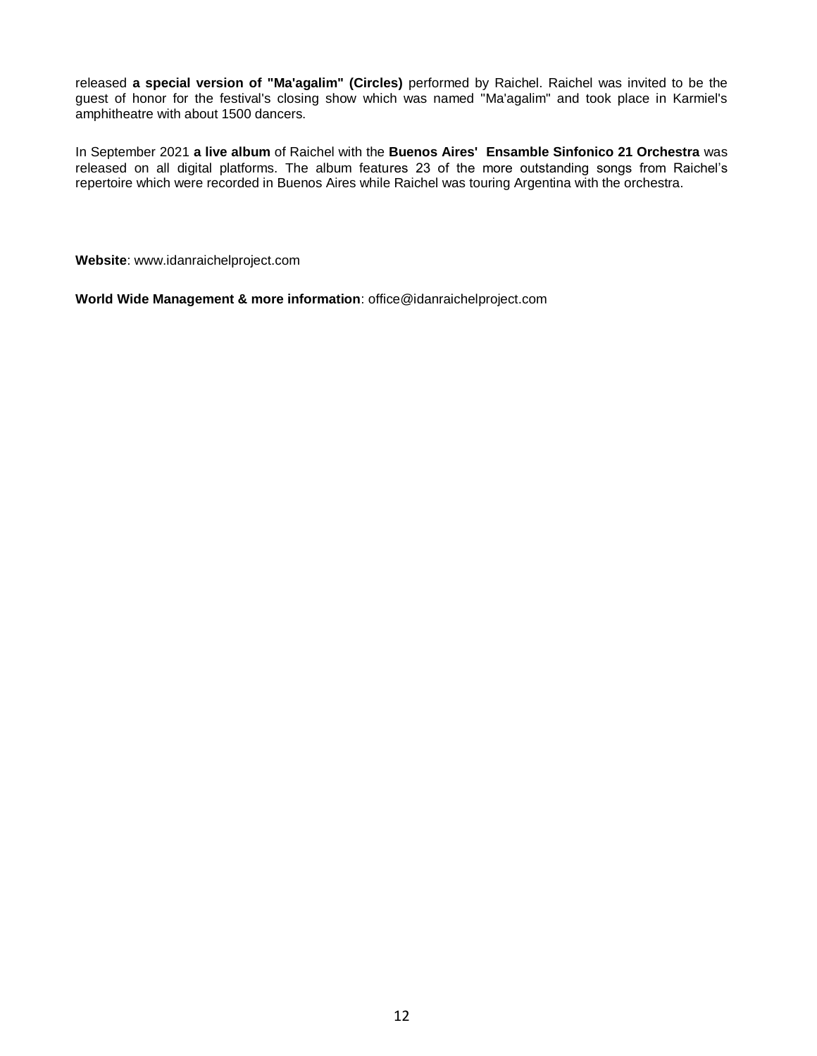released **a special version of "Ma'agalim" (Circles)** performed by Raichel. Raichel was invited to be the guest of honor for the festival's closing show which was named "Ma'agalim" and took place in Karmiel's amphitheatre with about 1500 dancers.

In September 2021 **a live album** of Raichel with the **Buenos Aires' Ensamble Sinfonico 21 Orchestra** was released on all digital platforms. The album features 23 of the more outstanding songs from Raichel's repertoire which were recorded in Buenos Aires while Raichel was touring Argentina with the orchestra.

**Website**: www.idanraichelproject.com

**World Wide Management & more information**: office@idanraichelproject.com